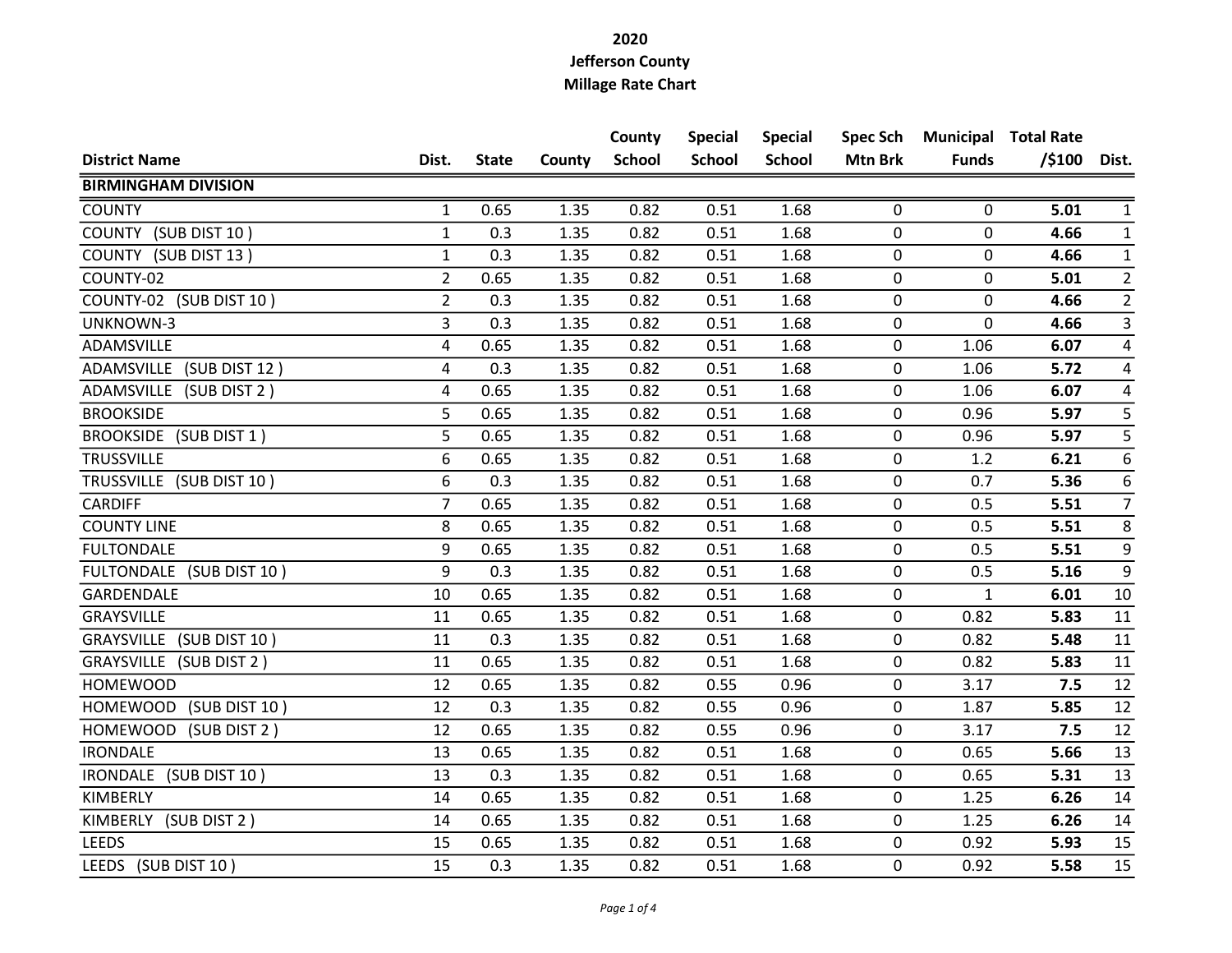# 2020
# Jefferson County
# Millage Rate Chart

| District Name | Dist. | State | County | County School | Special School | Special School | Spec Sch Mtn Brk | Municipal Funds | Total Rate /$100 | Dist. |
|---|---|---|---|---|---|---|---|---|---|---|
| **BIRMINGHAM DIVISION** | | | | | | | | | | |
| COUNTY | 1 | 0.65 | 1.35 | 0.82 | 0.51 | 1.68 | 0 | 0 | **5.01** | 1 |
| COUNTY (SUB DIST 10 ) | 1 | 0.3 | 1.35 | 0.82 | 0.51 | 1.68 | 0 | 0 | **4.66** | 1 |
| COUNTY (SUB DIST 13 ) | 1 | 0.3 | 1.35 | 0.82 | 0.51 | 1.68 | 0 | 0 | **4.66** | 1 |
| COUNTY-02 | 2 | 0.65 | 1.35 | 0.82 | 0.51 | 1.68 | 0 | 0 | **5.01** | 2 |
| COUNTY-02 (SUB DIST 10 ) | 2 | 0.3 | 1.35 | 0.82 | 0.51 | 1.68 | 0 | 0 | **4.66** | 2 |
| UNKNOWN-3 | 3 | 0.3 | 1.35 | 0.82 | 0.51 | 1.68 | 0 | 0 | **4.66** | 3 |
| ADAMSVILLE | 4 | 0.65 | 1.35 | 0.82 | 0.51 | 1.68 | 0 | 1.06 | **6.07** | 4 |
| ADAMSVILLE (SUB DIST 12 ) | 4 | 0.3 | 1.35 | 0.82 | 0.51 | 1.68 | 0 | 1.06 | **5.72** | 4 |
| ADAMSVILLE (SUB DIST 2 ) | 4 | 0.65 | 1.35 | 0.82 | 0.51 | 1.68 | 0 | 1.06 | **6.07** | 4 |
| BROOKSIDE | 5 | 0.65 | 1.35 | 0.82 | 0.51 | 1.68 | 0 | 0.96 | **5.97** | 5 |
| BROOKSIDE (SUB DIST 1 ) | 5 | 0.65 | 1.35 | 0.82 | 0.51 | 1.68 | 0 | 0.96 | **5.97** | 5 |
| TRUSSVILLE | 6 | 0.65 | 1.35 | 0.82 | 0.51 | 1.68 | 0 | 1.2 | **6.21** | 6 |
| TRUSSVILLE (SUB DIST 10 ) | 6 | 0.3 | 1.35 | 0.82 | 0.51 | 1.68 | 0 | 0.7 | **5.36** | 6 |
| CARDIFF | 7 | 0.65 | 1.35 | 0.82 | 0.51 | 1.68 | 0 | 0.5 | **5.51** | 7 |
| COUNTY LINE | 8 | 0.65 | 1.35 | 0.82 | 0.51 | 1.68 | 0 | 0.5 | **5.51** | 8 |
| FULTONDALE | 9 | 0.65 | 1.35 | 0.82 | 0.51 | 1.68 | 0 | 0.5 | **5.51** | 9 |
| FULTONDALE (SUB DIST 10 ) | 9 | 0.3 | 1.35 | 0.82 | 0.51 | 1.68 | 0 | 0.5 | **5.16** | 9 |
| GARDENDALE | 10 | 0.65 | 1.35 | 0.82 | 0.51 | 1.68 | 0 | 1 | **6.01** | 10 |
| GRAYSVILLE | 11 | 0.65 | 1.35 | 0.82 | 0.51 | 1.68 | 0 | 0.82 | **5.83** | 11 |
| GRAYSVILLE (SUB DIST 10 ) | 11 | 0.3 | 1.35 | 0.82 | 0.51 | 1.68 | 0 | 0.82 | **5.48** | 11 |
| GRAYSVILLE (SUB DIST 2 ) | 11 | 0.65 | 1.35 | 0.82 | 0.51 | 1.68 | 0 | 0.82 | **5.83** | 11 |
| HOMEWOOD | 12 | 0.65 | 1.35 | 0.82 | 0.55 | 0.96 | 0 | 3.17 | **7.5** | 12 |
| HOMEWOOD (SUB DIST 10 ) | 12 | 0.3 | 1.35 | 0.82 | 0.55 | 0.96 | 0 | 1.87 | **5.85** | 12 |
| HOMEWOOD (SUB DIST 2 ) | 12 | 0.65 | 1.35 | 0.82 | 0.55 | 0.96 | 0 | 3.17 | **7.5** | 12 |
| IRONDALE | 13 | 0.65 | 1.35 | 0.82 | 0.51 | 1.68 | 0 | 0.65 | **5.66** | 13 |
| IRONDALE (SUB DIST 10 ) | 13 | 0.3 | 1.35 | 0.82 | 0.51 | 1.68 | 0 | 0.65 | **5.31** | 13 |
| KIMBERLY | 14 | 0.65 | 1.35 | 0.82 | 0.51 | 1.68 | 0 | 1.25 | **6.26** | 14 |
| KIMBERLY (SUB DIST 2 ) | 14 | 0.65 | 1.35 | 0.82 | 0.51 | 1.68 | 0 | 1.25 | **6.26** | 14 |
| LEEDS | 15 | 0.65 | 1.35 | 0.82 | 0.51 | 1.68 | 0 | 0.92 | **5.93** | 15 |
| LEEDS (SUB DIST 10 ) | 15 | 0.3 | 1.35 | 0.82 | 0.51 | 1.68 | 0 | 0.92 | **5.58** | 15 |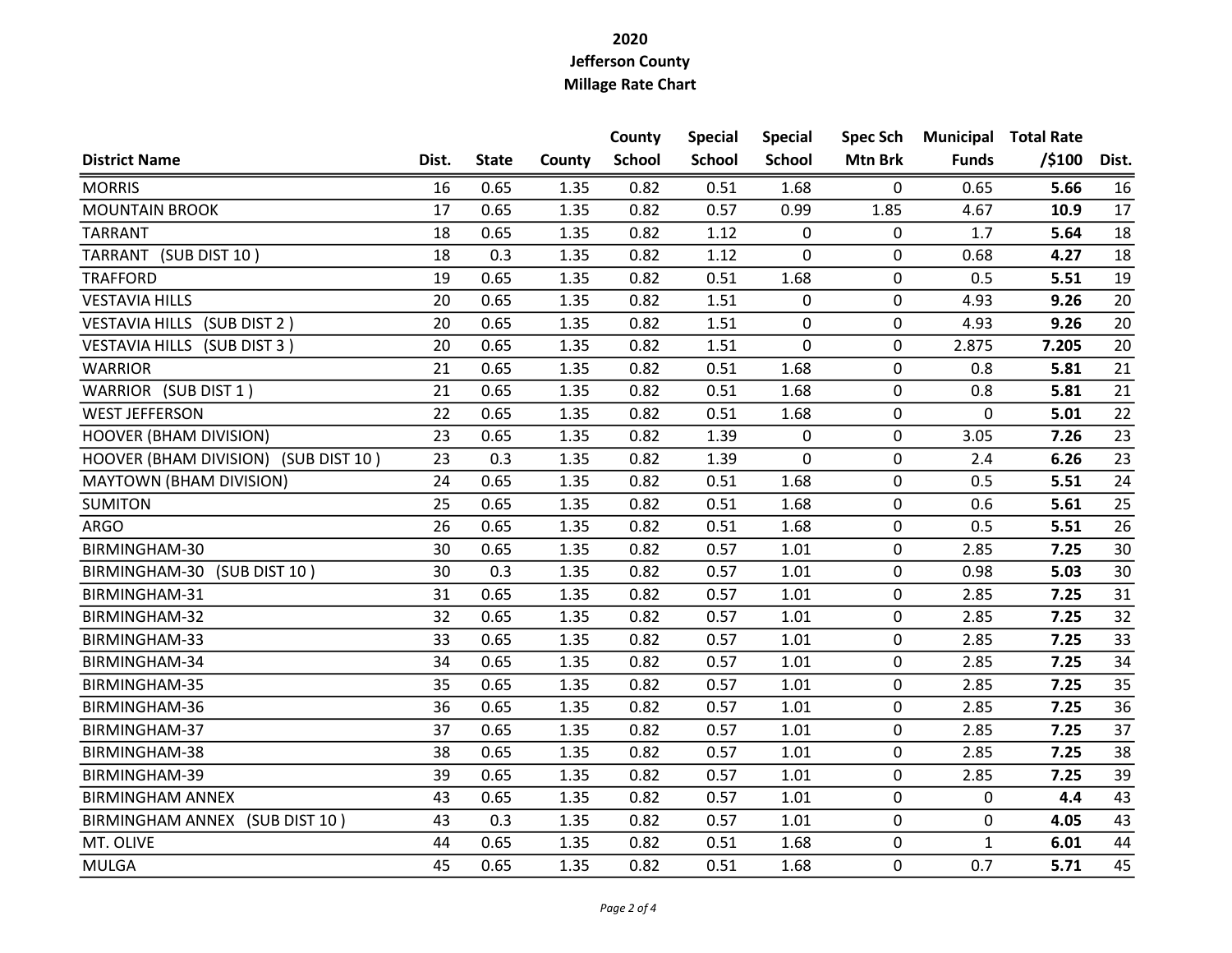**2020**
**Jefferson County**
**Millage Rate Chart**

| District Name | Dist. | State | County | County School | Special School | Special School | Spec Sch Mtn Brk | Municipal Funds | Total Rate /$100 | Dist. |
|---|---|---|---|---|---|---|---|---|---|---|
| MORRIS | 16 | 0.65 | 1.35 | 0.82 | 0.51 | 1.68 | 0 | 0.65 | **5.66** | 16 |
| MOUNTAIN BROOK | 17 | 0.65 | 1.35 | 0.82 | 0.57 | 0.99 | 1.85 | 4.67 | **10.9** | 17 |
| TARRANT | 18 | 0.65 | 1.35 | 0.82 | 1.12 | 0 | 0 | 1.7 | **5.64** | 18 |
| TARRANT (SUB DIST 10 ) | 18 | 0.3 | 1.35 | 0.82 | 1.12 | 0 | 0 | 0.68 | **4.27** | 18 |
| TRAFFORD | 19 | 0.65 | 1.35 | 0.82 | 0.51 | 1.68 | 0 | 0.5 | **5.51** | 19 |
| VESTAVIA HILLS | 20 | 0.65 | 1.35 | 0.82 | 1.51 | 0 | 0 | 4.93 | **9.26** | 20 |
| VESTAVIA HILLS (SUB DIST 2 ) | 20 | 0.65 | 1.35 | 0.82 | 1.51 | 0 | 0 | 4.93 | **9.26** | 20 |
| VESTAVIA HILLS (SUB DIST 3 ) | 20 | 0.65 | 1.35 | 0.82 | 1.51 | 0 | 0 | 2.875 | **7.205** | 20 |
| WARRIOR | 21 | 0.65 | 1.35 | 0.82 | 0.51 | 1.68 | 0 | 0.8 | **5.81** | 21 |
| WARRIOR (SUB DIST 1 ) | 21 | 0.65 | 1.35 | 0.82 | 0.51 | 1.68 | 0 | 0.8 | **5.81** | 21 |
| WEST JEFFERSON | 22 | 0.65 | 1.35 | 0.82 | 0.51 | 1.68 | 0 | 0 | **5.01** | 22 |
| HOOVER (BHAM DIVISION) | 23 | 0.65 | 1.35 | 0.82 | 1.39 | 0 | 0 | 3.05 | **7.26** | 23 |
| HOOVER (BHAM DIVISION) (SUB DIST 10 ) | 23 | 0.3 | 1.35 | 0.82 | 1.39 | 0 | 0 | 2.4 | **6.26** | 23 |
| MAYTOWN (BHAM DIVISION) | 24 | 0.65 | 1.35 | 0.82 | 0.51 | 1.68 | 0 | 0.5 | **5.51** | 24 |
| SUMITON | 25 | 0.65 | 1.35 | 0.82 | 0.51 | 1.68 | 0 | 0.6 | **5.61** | 25 |
| ARGO | 26 | 0.65 | 1.35 | 0.82 | 0.51 | 1.68 | 0 | 0.5 | **5.51** | 26 |
| BIRMINGHAM-30 | 30 | 0.65 | 1.35 | 0.82 | 0.57 | 1.01 | 0 | 2.85 | **7.25** | 30 |
| BIRMINGHAM-30 (SUB DIST 10 ) | 30 | 0.3 | 1.35 | 0.82 | 0.57 | 1.01 | 0 | 0.98 | **5.03** | 30 |
| BIRMINGHAM-31 | 31 | 0.65 | 1.35 | 0.82 | 0.57 | 1.01 | 0 | 2.85 | **7.25** | 31 |
| BIRMINGHAM-32 | 32 | 0.65 | 1.35 | 0.82 | 0.57 | 1.01 | 0 | 2.85 | **7.25** | 32 |
| BIRMINGHAM-33 | 33 | 0.65 | 1.35 | 0.82 | 0.57 | 1.01 | 0 | 2.85 | **7.25** | 33 |
| BIRMINGHAM-34 | 34 | 0.65 | 1.35 | 0.82 | 0.57 | 1.01 | 0 | 2.85 | **7.25** | 34 |
| BIRMINGHAM-35 | 35 | 0.65 | 1.35 | 0.82 | 0.57 | 1.01 | 0 | 2.85 | **7.25** | 35 |
| BIRMINGHAM-36 | 36 | 0.65 | 1.35 | 0.82 | 0.57 | 1.01 | 0 | 2.85 | **7.25** | 36 |
| BIRMINGHAM-37 | 37 | 0.65 | 1.35 | 0.82 | 0.57 | 1.01 | 0 | 2.85 | **7.25** | 37 |
| BIRMINGHAM-38 | 38 | 0.65 | 1.35 | 0.82 | 0.57 | 1.01 | 0 | 2.85 | **7.25** | 38 |
| BIRMINGHAM-39 | 39 | 0.65 | 1.35 | 0.82 | 0.57 | 1.01 | 0 | 2.85 | **7.25** | 39 |
| BIRMINGHAM ANNEX | 43 | 0.65 | 1.35 | 0.82 | 0.57 | 1.01 | 0 | 0 | **4.4** | 43 |
| BIRMINGHAM ANNEX (SUB DIST 10 ) | 43 | 0.3 | 1.35 | 0.82 | 0.57 | 1.01 | 0 | 0 | **4.05** | 43 |
| MT. OLIVE | 44 | 0.65 | 1.35 | 0.82 | 0.51 | 1.68 | 0 | 1 | **6.01** | 44 |
| MULGA | 45 | 0.65 | 1.35 | 0.82 | 0.51 | 1.68 | 0 | 0.7 | **5.71** | 45 |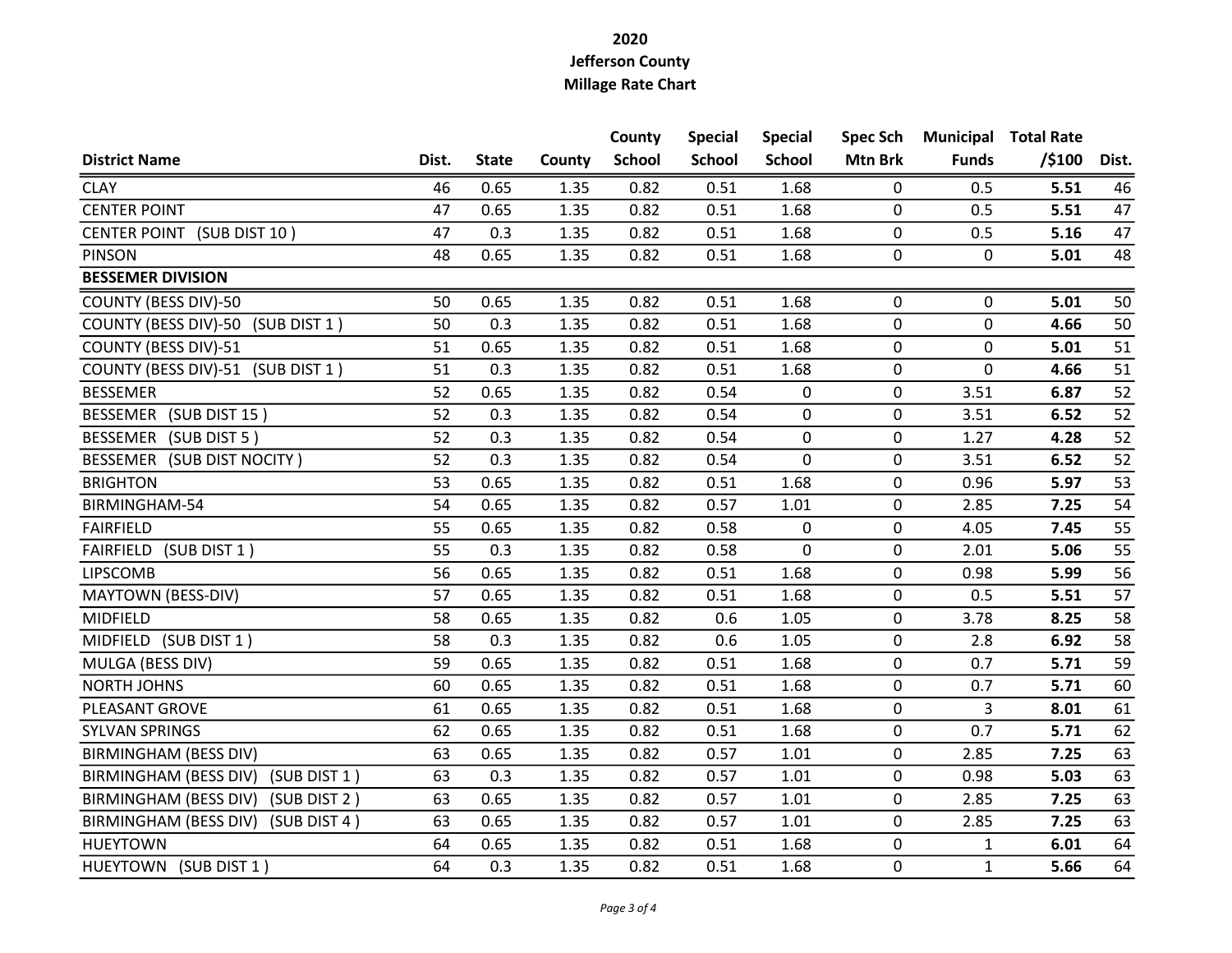**2020**
**Jefferson County**
**Millage Rate Chart**

| District Name | Dist. | State | County | County School | Special School | Special School | Spec Sch Mtn Brk | Municipal Funds | Total Rate /$100 | Dist. |
|---|---|---|---|---|---|---|---|---|---|---|
| CLAY | 46 | 0.65 | 1.35 | 0.82 | 0.51 | 1.68 | 0 | 0.5 | **5.51** | 46 |
| CENTER POINT | 47 | 0.65 | 1.35 | 0.82 | 0.51 | 1.68 | 0 | 0.5 | **5.51** | 47 |
| CENTER POINT (SUB DIST 10 ) | 47 | 0.3 | 1.35 | 0.82 | 0.51 | 1.68 | 0 | 0.5 | **5.16** | 47 |
| PINSON | 48 | 0.65 | 1.35 | 0.82 | 0.51 | 1.68 | 0 | 0 | **5.01** | 48 |
| **BESSEMER DIVISION** | | | | | | | | | | |
| COUNTY (BESS DIV)-50 | 50 | 0.65 | 1.35 | 0.82 | 0.51 | 1.68 | 0 | 0 | **5.01** | 50 |
| COUNTY (BESS DIV)-50 (SUB DIST 1 ) | 50 | 0.3 | 1.35 | 0.82 | 0.51 | 1.68 | 0 | 0 | **4.66** | 50 |
| COUNTY (BESS DIV)-51 | 51 | 0.65 | 1.35 | 0.82 | 0.51 | 1.68 | 0 | 0 | **5.01** | 51 |
| COUNTY (BESS DIV)-51 (SUB DIST 1 ) | 51 | 0.3 | 1.35 | 0.82 | 0.51 | 1.68 | 0 | 0 | **4.66** | 51 |
| BESSEMER | 52 | 0.65 | 1.35 | 0.82 | 0.54 | 0 | 0 | 3.51 | **6.87** | 52 |
| BESSEMER (SUB DIST 15 ) | 52 | 0.3 | 1.35 | 0.82 | 0.54 | 0 | 0 | 3.51 | **6.52** | 52 |
| BESSEMER (SUB DIST 5 ) | 52 | 0.3 | 1.35 | 0.82 | 0.54 | 0 | 0 | 1.27 | **4.28** | 52 |
| BESSEMER (SUB DIST NOCITY ) | 52 | 0.3 | 1.35 | 0.82 | 0.54 | 0 | 0 | 3.51 | **6.52** | 52 |
| BRIGHTON | 53 | 0.65 | 1.35 | 0.82 | 0.51 | 1.68 | 0 | 0.96 | **5.97** | 53 |
| BIRMINGHAM-54 | 54 | 0.65 | 1.35 | 0.82 | 0.57 | 1.01 | 0 | 2.85 | **7.25** | 54 |
| FAIRFIELD | 55 | 0.65 | 1.35 | 0.82 | 0.58 | 0 | 0 | 4.05 | **7.45** | 55 |
| FAIRFIELD (SUB DIST 1 ) | 55 | 0.3 | 1.35 | 0.82 | 0.58 | 0 | 0 | 2.01 | **5.06** | 55 |
| LIPSCOMB | 56 | 0.65 | 1.35 | 0.82 | 0.51 | 1.68 | 0 | 0.98 | **5.99** | 56 |
| MAYTOWN (BESS-DIV) | 57 | 0.65 | 1.35 | 0.82 | 0.51 | 1.68 | 0 | 0.5 | **5.51** | 57 |
| MIDFIELD | 58 | 0.65 | 1.35 | 0.82 | 0.6 | 1.05 | 0 | 3.78 | **8.25** | 58 |
| MIDFIELD (SUB DIST 1 ) | 58 | 0.3 | 1.35 | 0.82 | 0.6 | 1.05 | 0 | 2.8 | **6.92** | 58 |
| MULGA (BESS DIV) | 59 | 0.65 | 1.35 | 0.82 | 0.51 | 1.68 | 0 | 0.7 | **5.71** | 59 |
| NORTH JOHNS | 60 | 0.65 | 1.35 | 0.82 | 0.51 | 1.68 | 0 | 0.7 | **5.71** | 60 |
| PLEASANT GROVE | 61 | 0.65 | 1.35 | 0.82 | 0.51 | 1.68 | 0 | 3 | **8.01** | 61 |
| SYLVAN SPRINGS | 62 | 0.65 | 1.35 | 0.82 | 0.51 | 1.68 | 0 | 0.7 | **5.71** | 62 |
| BIRMINGHAM (BESS DIV) | 63 | 0.65 | 1.35 | 0.82 | 0.57 | 1.01 | 0 | 2.85 | **7.25** | 63 |
| BIRMINGHAM (BESS DIV) (SUB DIST 1 ) | 63 | 0.3 | 1.35 | 0.82 | 0.57 | 1.01 | 0 | 0.98 | **5.03** | 63 |
| BIRMINGHAM (BESS DIV) (SUB DIST 2 ) | 63 | 0.65 | 1.35 | 0.82 | 0.57 | 1.01 | 0 | 2.85 | **7.25** | 63 |
| BIRMINGHAM (BESS DIV) (SUB DIST 4 ) | 63 | 0.65 | 1.35 | 0.82 | 0.57 | 1.01 | 0 | 2.85 | **7.25** | 63 |
| HUEYTOWN | 64 | 0.65 | 1.35 | 0.82 | 0.51 | 1.68 | 0 | 1 | **6.01** | 64 |
| HUEYTOWN (SUB DIST 1 ) | 64 | 0.3 | 1.35 | 0.82 | 0.51 | 1.68 | 0 | 1 | **5.66** | 64 |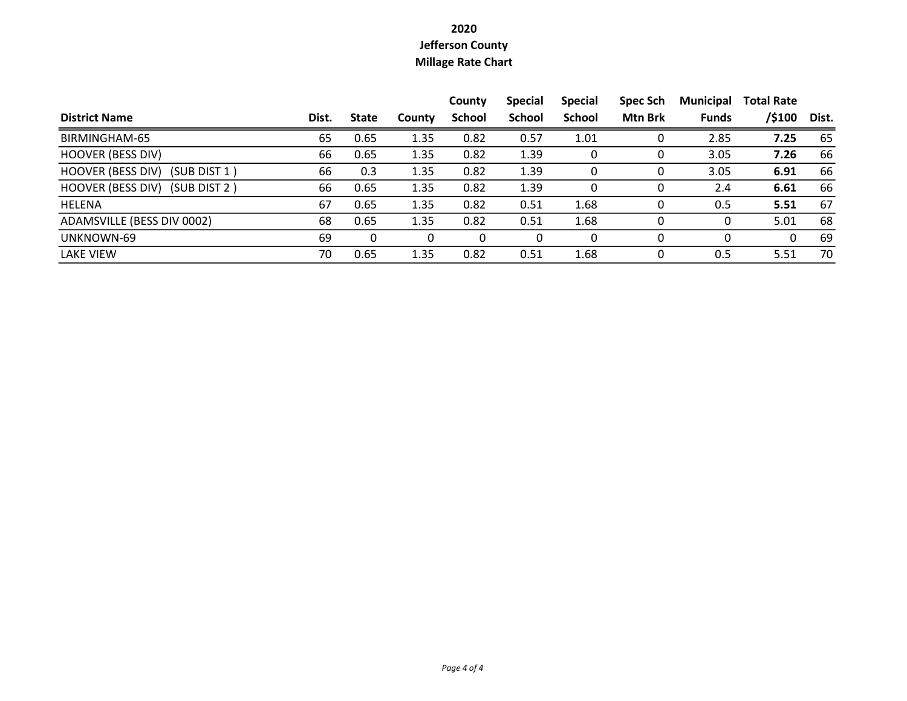**2020**
**Jefferson County**
**Millage Rate Chart**

| District Name | Dist. | State | County | County School | Special School | Special School | Spec Sch Mtn Brk | Municipal Funds | Total Rate /$100 | Dist. |
|---|---|---|---|---|---|---|---|---|---|---|
| BIRMINGHAM-65 | 65 | 0.65 | 1.35 | 0.82 | 0.57 | 1.01 | 0 | 2.85 | **7.25** | 65 |
| HOOVER (BESS DIV) | 66 | 0.65 | 1.35 | 0.82 | 1.39 | 0 | 0 | 3.05 | **7.26** | 66 |
| HOOVER (BESS DIV) (SUB DIST 1 ) | 66 | 0.3 | 1.35 | 0.82 | 1.39 | 0 | 0 | 3.05 | **6.91** | 66 |
| HOOVER (BESS DIV) (SUB DIST 2 ) | 66 | 0.65 | 1.35 | 0.82 | 1.39 | 0 | 0 | 2.4 | **6.61** | 66 |
| HELENA | 67 | 0.65 | 1.35 | 0.82 | 0.51 | 1.68 | 0 | 0.5 | **5.51** | 67 |
| ADAMSVILLE (BESS DIV 0002) | 68 | 0.65 | 1.35 | 0.82 | 0.51 | 1.68 | 0 | 0 | 5.01 | 68 |
| UNKNOWN-69 | 69 | 0 | 0 | 0 | 0 | 0 | 0 | 0 | 0 | 69 |
| LAKE VIEW | 70 | 0.65 | 1.35 | 0.82 | 0.51 | 1.68 | 0 | 0.5 | 5.51 | 70 |